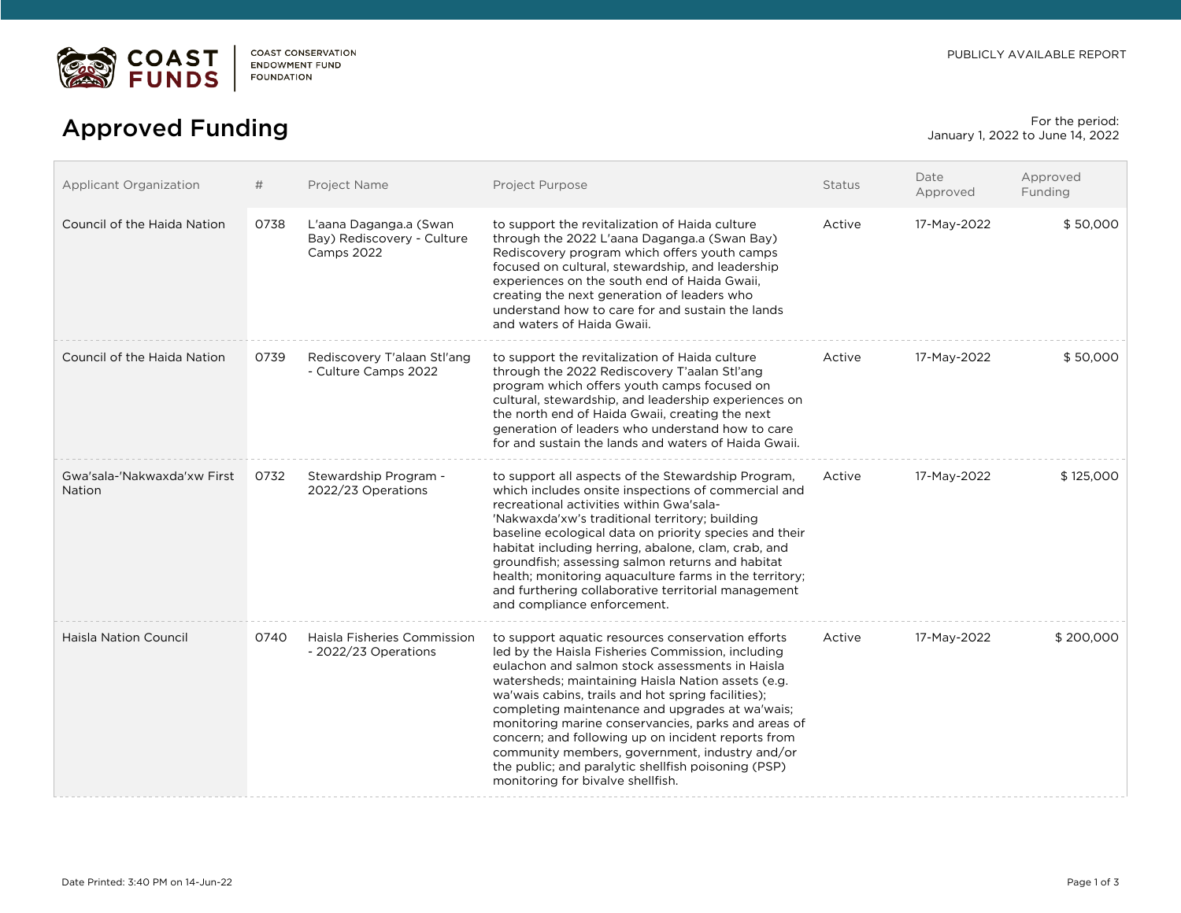COAST FUNDS | COAST CONSERVATION ENDOWMENT FUND FOUNDATION

PUBLICLY AVAILABLE REPORT

# Approved Funding

For the period:
January 1, 2022 to June 14, 2022

| Applicant Organization | # | Project Name | Project Purpose | Status | Date Approved | Approved Funding |
|---|---|---|---|---|---|---|
| Council of the Haida Nation | 0738 | L'aana Daganga.a (Swan Bay) Rediscovery - Culture Camps 2022 | to support the revitalization of Haida culture through the 2022 L'aana Daganga.a (Swan Bay) Rediscovery program which offers youth camps focused on cultural, stewardship, and leadership experiences on the south end of Haida Gwaii, creating the next generation of leaders who understand how to care for and sustain the lands and waters of Haida Gwaii. | Active | 17-May-2022 | $ 50,000 |
| Council of the Haida Nation | 0739 | Rediscovery T'alaan Stl'ang - Culture Camps 2022 | to support the revitalization of Haida culture through the 2022 Rediscovery T'aalan Stl'ang program which offers youth camps focused on cultural, stewardship, and leadership experiences on the north end of Haida Gwaii, creating the next generation of leaders who understand how to care for and sustain the lands and waters of Haida Gwaii. | Active | 17-May-2022 | $ 50,000 |
| Gwa'sala-'Nakwaxda'xw First Nation | 0732 | Stewardship Program - 2022/23 Operations | to support all aspects of the Stewardship Program, which includes onsite inspections of commercial and recreational activities within Gwa'sala-'Nakwaxda'xw's traditional territory; building baseline ecological data on priority species and their habitat including herring, abalone, clam, crab, and groundfish; assessing salmon returns and habitat health; monitoring aquaculture farms in the territory; and furthering collaborative territorial management and compliance enforcement. | Active | 17-May-2022 | $ 125,000 |
| Haisla Nation Council | 0740 | Haisla Fisheries Commission - 2022/23 Operations | to support aquatic resources conservation efforts led by the Haisla Fisheries Commission, including eulachon and salmon stock assessments in Haisla watersheds; maintaining Haisla Nation assets (e.g. wa'wais cabins, trails and hot spring facilities); completing maintenance and upgrades at wa'wais; monitoring marine conservancies, parks and areas of concern; and following up on incident reports from community members, government, industry and/or the public; and paralytic shellfish poisoning (PSP) monitoring for bivalve shellfish. | Active | 17-May-2022 | $ 200,000 |

Date Printed: 3:40 PM on 14-Jun-22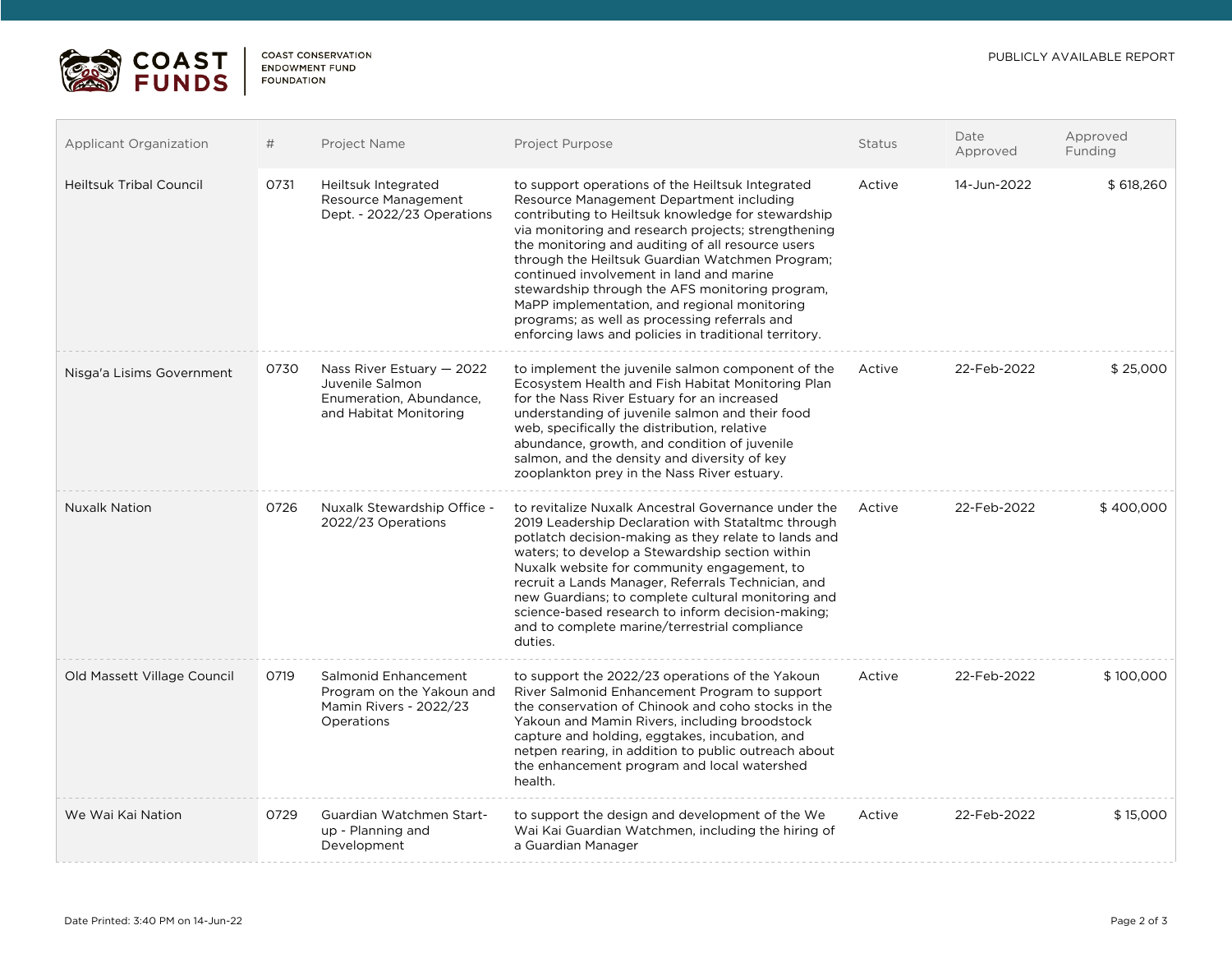| Applicant Organization | # | Project Name | Project Purpose | Status | Date Approved | Approved Funding |
|---|---|---|---|---|---|---|
| Heiltsuk Tribal Council | 0731 | Heiltsuk Integrated Resource Management Dept. - 2022/23 Operations | to support operations of the Heiltsuk Integrated Resource Management Department including contributing to Heiltsuk knowledge for stewardship via monitoring and research projects; strengthening the monitoring and auditing of all resource users through the Heiltsuk Guardian Watchmen Program; continued involvement in land and marine stewardship through the AFS monitoring program, MaPP implementation, and regional monitoring programs; as well as processing referrals and enforcing laws and policies in traditional territory. | Active | 14-Jun-2022 | $ 618,260 |
| Nisga'a Lisims Government | 0730 | Nass River Estuary — 2022 Juvenile Salmon Enumeration, Abundance, and Habitat Monitoring | to implement the juvenile salmon component of the Ecosystem Health and Fish Habitat Monitoring Plan for the Nass River Estuary for an increased understanding of juvenile salmon and their food web, specifically the distribution, relative abundance, growth, and condition of juvenile salmon, and the density and diversity of key zooplankton prey in the Nass River estuary. | Active | 22-Feb-2022 | $ 25,000 |
| Nuxalk Nation | 0726 | Nuxalk Stewardship Office - 2022/23 Operations | to revitalize Nuxalk Ancestral Governance under the 2019 Leadership Declaration with Stataltmc through potlatch decision-making as they relate to lands and waters; to develop a Stewardship section within Nuxalk website for community engagement, to recruit a Lands Manager, Referrals Technician, and new Guardians; to complete cultural monitoring and science-based research to inform decision-making; and to complete marine/terrestrial compliance duties. | Active | 22-Feb-2022 | $ 400,000 |
| Old Massett Village Council | 0719 | Salmonid Enhancement Program on the Yakoun and Mamin Rivers - 2022/23 Operations | to support the 2022/23 operations of the Yakoun River Salmonid Enhancement Program to support the conservation of Chinook and coho stocks in the Yakoun and Mamin Rivers, including broodstock capture and holding, eggtakes, incubation, and netpen rearing, in addition to public outreach about the enhancement program and local watershed health. | Active | 22-Feb-2022 | $ 100,000 |
| We Wai Kai Nation | 0729 | Guardian Watchmen Start-up - Planning and Development | to support the design and development of the We Wai Kai Guardian Watchmen, including the hiring of a Guardian Manager | Active | 22-Feb-2022 | $ 15,000 |

Date Printed: 3:40 PM on 14-Jun-22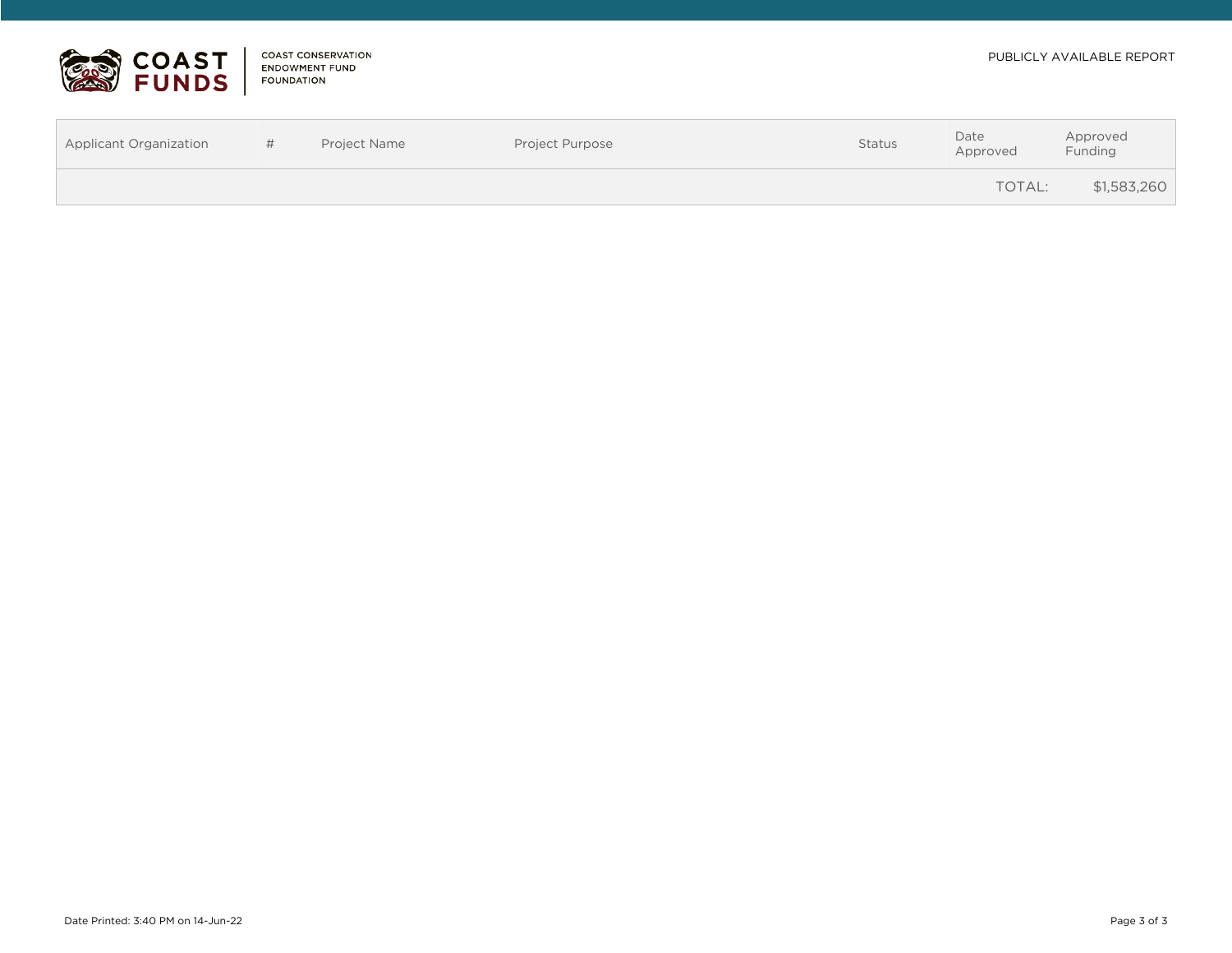| Applicant Organization | # | Project Name | Project Purpose | Status | Date Approved | Approved Funding |
|---|---|---|---|---|---|---|
| | | | | | TOTAL: | $1,583,260 |